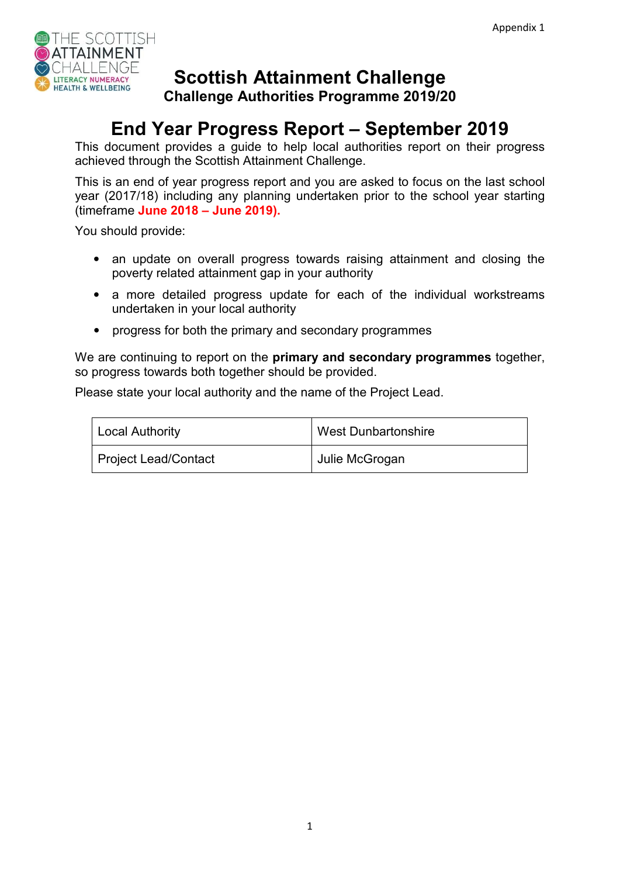Appendix 1

# Scottish Attainment Challenge

**Challenge Authorities Programme 2019/20**

# End Year Progress Report – September 2019

This document provides a guide to help local authorities report on their progress achieved through the Scottish Attainment Challenge.

This is an end of year progress report and you are asked to focus on the last school year (2017/18) including any planning undertaken prior to the school year starting (timeframe **June 2018 – June 2019).**

You should provide:

- an update on overall progress towards raising attainment and closing the poverty related attainment gap in your authority
- a more detailed progress update for each of the individual workstreams undertaken in your local authority
- progress for both the primary and secondary programmes

We are continuing to report on the **primary and secondary programmes** together, so progress towards both together should be provided.

Please state your local authority and the name of the Project Lead.

| Local Authority | West Dunbartonshire |
|---|---|
| Project Lead/Contact | Julie McGrogan |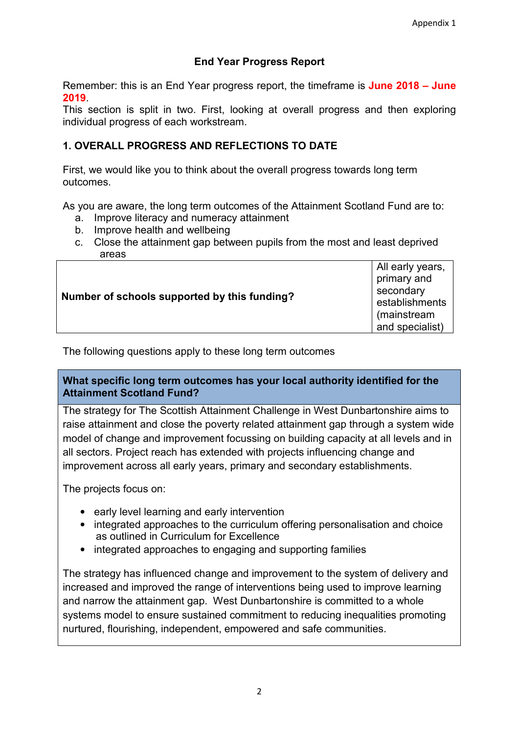## End Year Progress Report

Remember: this is an End Year progress report, the timeframe is **June 2018 – June 2019**.

This section is split in two. First, looking at overall progress and then exploring individual progress of each workstream.

### 1. OVERALL PROGRESS AND REFLECTIONS TO DATE

First, we would like you to think about the overall progress towards long term outcomes.

As you are aware, the long term outcomes of the Attainment Scotland Fund are to:

a. Improve literacy and numeracy attainment
b. Improve health and wellbeing
c. Close the attainment gap between pupils from the most and least deprived areas

| **Number of schools supported by this funding?** | All early years, primary and secondary establishments (mainstream and specialist) |
|---|---|

The following questions apply to these long term outcomes

| **What specific long term outcomes has your local authority identified for the Attainment Scotland Fund?** |
|---|
| The strategy for The Scottish Attainment Challenge in West Dunbartonshire aims to raise attainment and close the poverty related attainment gap through a system wide model of change and improvement focussing on building capacity at all levels and in all sectors. Project reach has extended with projects influencing change and improvement across all early years, primary and secondary establishments.<br><br>The projects focus on:<br><br>• early level learning and early intervention<br>• integrated approaches to the curriculum offering personalisation and choice as outlined in Curriculum for Excellence<br>• integrated approaches to engaging and supporting families<br><br>The strategy has influenced change and improvement to the system of delivery and increased and improved the range of interventions being used to improve learning and narrow the attainment gap. West Dunbartonshire is committed to a whole systems model to ensure sustained commitment to reducing inequalities promoting nurtured, flourishing, independent, empowered and safe communities. |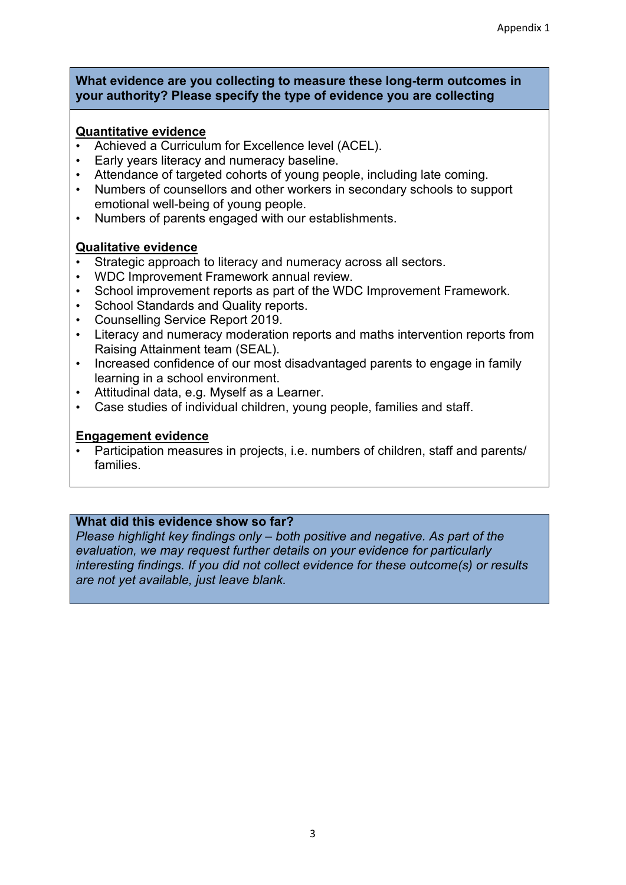**What evidence are you collecting to measure these long-term outcomes in your authority? Please specify the type of evidence you are collecting**

**Quantitative evidence**

- Achieved a Curriculum for Excellence level (ACEL).
- Early years literacy and numeracy baseline.
- Attendance of targeted cohorts of young people, including late coming.
- Numbers of counsellors and other workers in secondary schools to support emotional well-being of young people.
- Numbers of parents engaged with our establishments.

**Qualitative evidence**

- Strategic approach to literacy and numeracy across all sectors.
- WDC Improvement Framework annual review.
- School improvement reports as part of the WDC Improvement Framework.
- School Standards and Quality reports.
- Counselling Service Report 2019.
- Literacy and numeracy moderation reports and maths intervention reports from Raising Attainment team (SEAL).
- Increased confidence of our most disadvantaged parents to engage in family learning in a school environment.
- Attitudinal data, e.g. Myself as a Learner.
- Case studies of individual children, young people, families and staff.

**Engagement evidence**

- Participation measures in projects, i.e. numbers of children, staff and parents/ families.

**What did this evidence show so far?**

*Please highlight key findings only – both positive and negative. As part of the evaluation, we may request further details on your evidence for particularly interesting findings. If you did not collect evidence for these outcome(s) or results are not yet available, just leave blank.*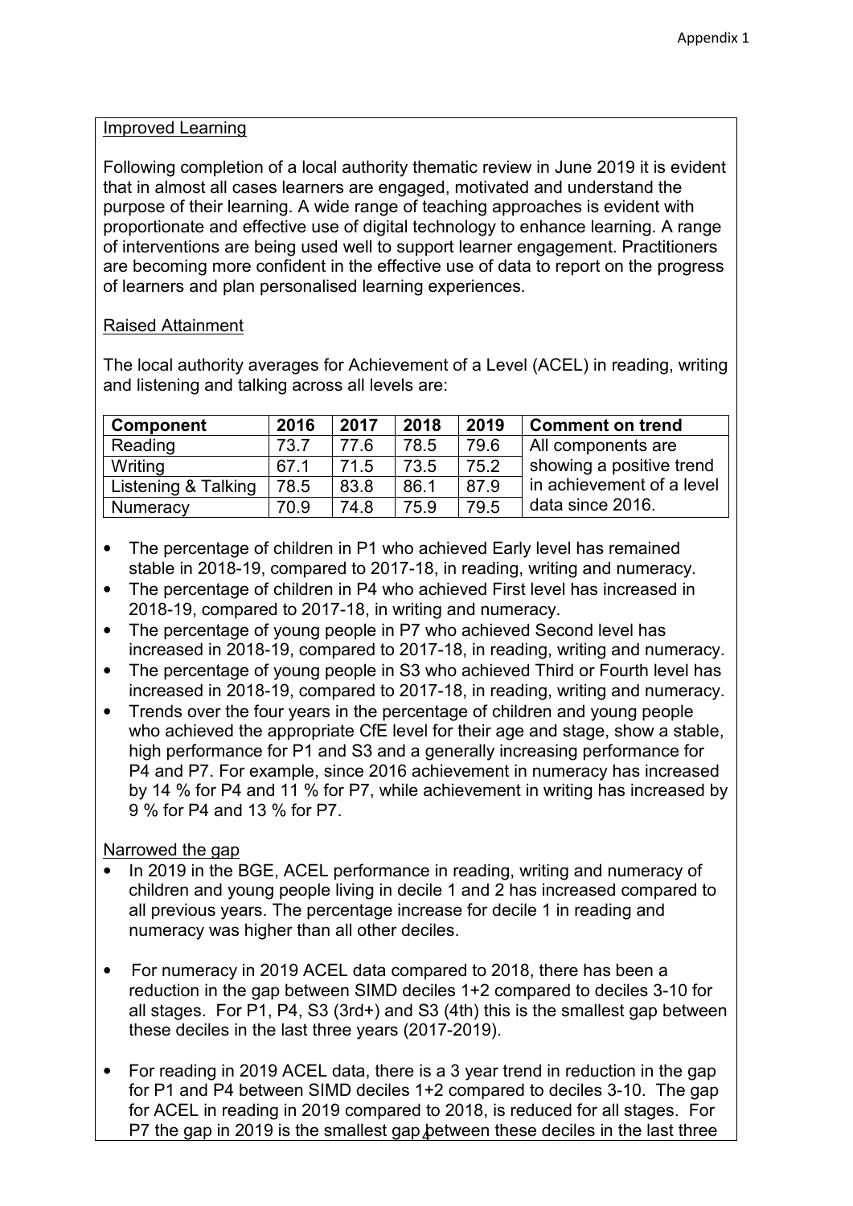Improved Learning

Following completion of a local authority thematic review in June 2019 it is evident that in almost all cases learners are engaged, motivated and understand the purpose of their learning. A wide range of teaching approaches is evident with proportionate and effective use of digital technology to enhance learning. A range of interventions are being used well to support learner engagement. Practitioners are becoming more confident in the effective use of data to report on the progress of learners and plan personalised learning experiences.

Raised Attainment

The local authority averages for Achievement of a Level (ACEL) in reading, writing and listening and talking across all levels are:

| Component | 2016 | 2017 | 2018 | 2019 | Comment on trend |
|---|---|---|---|---|---|
| Reading | 73.7 | 77.6 | 78.5 | 79.6 | All components are showing a positive trend in achievement of a level data since 2016. |
| Writing | 67.1 | 71.5 | 73.5 | 75.2 | |
| Listening & Talking | 78.5 | 83.8 | 86.1 | 87.9 | |
| Numeracy | 70.9 | 74.8 | 75.9 | 79.5 | |

- The percentage of children in P1 who achieved Early level has remained stable in 2018-19, compared to 2017-18, in reading, writing and numeracy.
- The percentage of children in P4 who achieved First level has increased in 2018-19, compared to 2017-18, in writing and numeracy.
- The percentage of young people in P7 who achieved Second level has increased in 2018-19, compared to 2017-18, in reading, writing and numeracy.
- The percentage of young people in S3 who achieved Third or Fourth level has increased in 2018-19, compared to 2017-18, in reading, writing and numeracy.
- Trends over the four years in the percentage of children and young people who achieved the appropriate CfE level for their age and stage, show a stable, high performance for P1 and S3 and a generally increasing performance for P4 and P7. For example, since 2016 achievement in numeracy has increased by 14 % for P4 and 11 % for P7, while achievement in writing has increased by 9 % for P4 and 13 % for P7.

Narrowed the gap

- In 2019 in the BGE, ACEL performance in reading, writing and numeracy of children and young people living in decile 1 and 2 has increased compared to all previous years. The percentage increase for decile 1 in reading and numeracy was higher than all other deciles.
- For numeracy in 2019 ACEL data compared to 2018, there has been a reduction in the gap between SIMD deciles 1+2 compared to deciles 3-10 for all stages. For P1, P4, S3 (3rd+) and S3 (4th) this is the smallest gap between these deciles in the last three years (2017-2019).
- For reading in 2019 ACEL data, there is a 3 year trend in reduction in the gap for P1 and P4 between SIMD deciles 1+2 compared to deciles 3-10. The gap for ACEL in reading in 2019 compared to 2018, is reduced for all stages. For P7 the gap in 2019 is the smallest gap between these deciles in the last three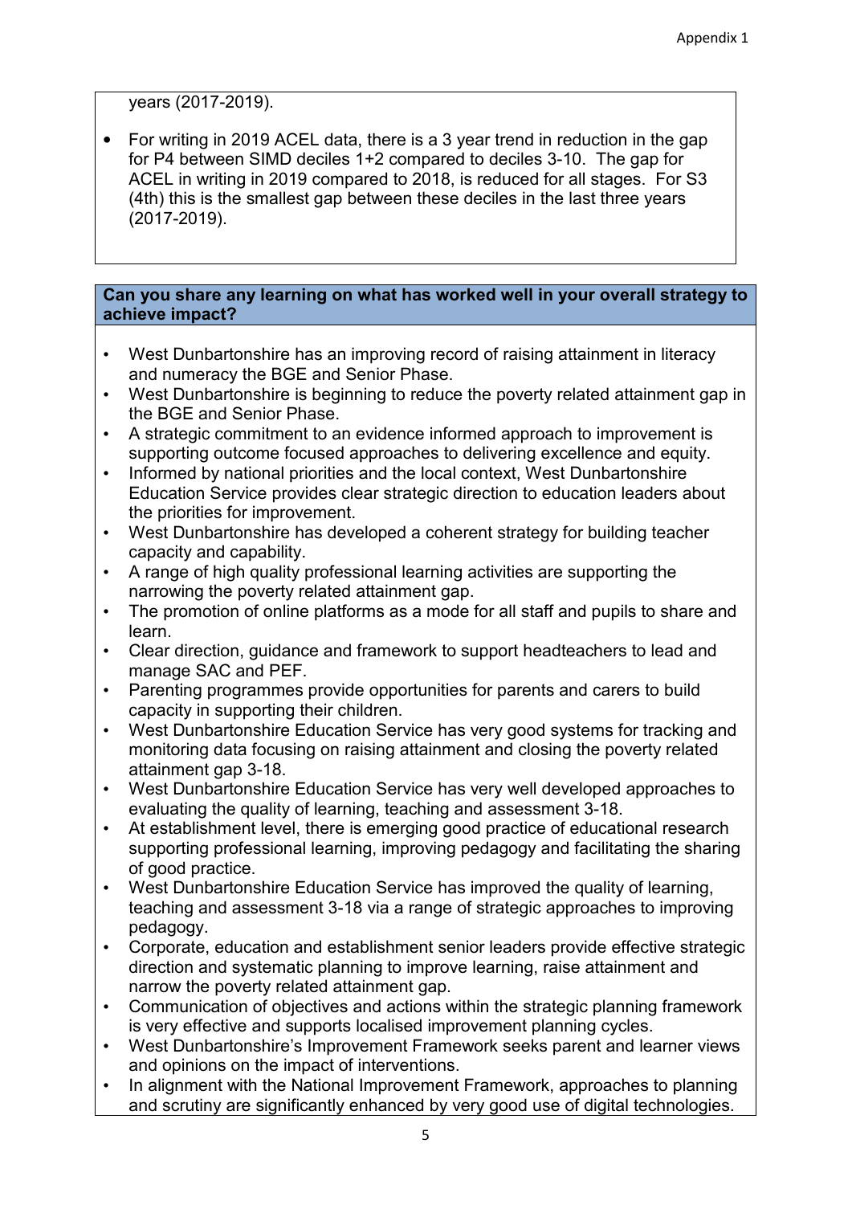years (2017-2019).

- For writing in 2019 ACEL data, there is a 3 year trend in reduction in the gap for P4 between SIMD deciles 1+2 compared to deciles 3-10. The gap for ACEL in writing in 2019 compared to 2018, is reduced for all stages. For S3 (4th) this is the smallest gap between these deciles in the last three years (2017-2019).

**Can you share any learning on what has worked well in your overall strategy to achieve impact?**

- West Dunbartonshire has an improving record of raising attainment in literacy and numeracy the BGE and Senior Phase.
- West Dunbartonshire is beginning to reduce the poverty related attainment gap in the BGE and Senior Phase.
- A strategic commitment to an evidence informed approach to improvement is supporting outcome focused approaches to delivering excellence and equity.
- Informed by national priorities and the local context, West Dunbartonshire Education Service provides clear strategic direction to education leaders about the priorities for improvement.
- West Dunbartonshire has developed a coherent strategy for building teacher capacity and capability.
- A range of high quality professional learning activities are supporting the narrowing the poverty related attainment gap.
- The promotion of online platforms as a mode for all staff and pupils to share and learn.
- Clear direction, guidance and framework to support headteachers to lead and manage SAC and PEF.
- Parenting programmes provide opportunities for parents and carers to build capacity in supporting their children.
- West Dunbartonshire Education Service has very good systems for tracking and monitoring data focusing on raising attainment and closing the poverty related attainment gap 3-18.
- West Dunbartonshire Education Service has very well developed approaches to evaluating the quality of learning, teaching and assessment 3-18.
- At establishment level, there is emerging good practice of educational research supporting professional learning, improving pedagogy and facilitating the sharing of good practice.
- West Dunbartonshire Education Service has improved the quality of learning, teaching and assessment 3-18 via a range of strategic approaches to improving pedagogy.
- Corporate, education and establishment senior leaders provide effective strategic direction and systematic planning to improve learning, raise attainment and narrow the poverty related attainment gap.
- Communication of objectives and actions within the strategic planning framework is very effective and supports localised improvement planning cycles.
- West Dunbartonshire's Improvement Framework seeks parent and learner views and opinions on the impact of interventions.
- In alignment with the National Improvement Framework, approaches to planning and scrutiny are significantly enhanced by very good use of digital technologies.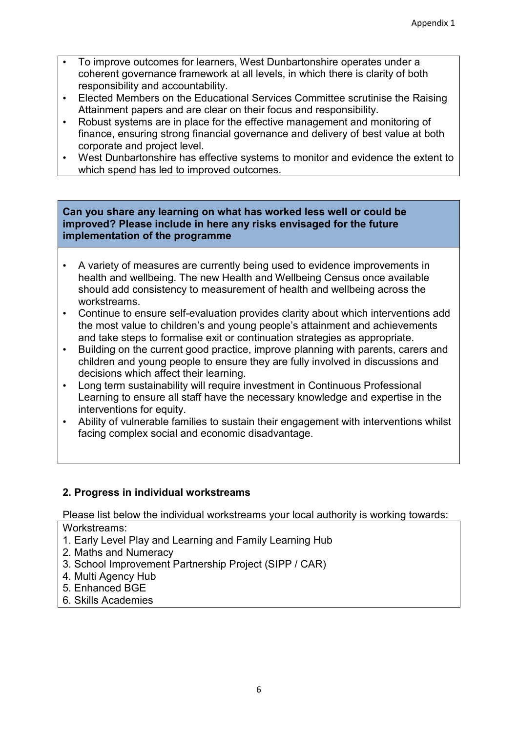- To improve outcomes for learners, West Dunbartonshire operates under a coherent governance framework at all levels, in which there is clarity of both responsibility and accountability.
- Elected Members on the Educational Services Committee scrutinise the Raising Attainment papers and are clear on their focus and responsibility.
- Robust systems are in place for the effective management and monitoring of finance, ensuring strong financial governance and delivery of best value at both corporate and project level.
- West Dunbartonshire has effective systems to monitor and evidence the extent to which spend has led to improved outcomes.

**Can you share any learning on what has worked less well or could be improved? Please include in here any risks envisaged for the future implementation of the programme**

- A variety of measures are currently being used to evidence improvements in health and wellbeing. The new Health and Wellbeing Census once available should add consistency to measurement of health and wellbeing across the workstreams.
- Continue to ensure self-evaluation provides clarity about which interventions add the most value to children's and young people's attainment and achievements and take steps to formalise exit or continuation strategies as appropriate.
- Building on the current good practice, improve planning with parents, carers and children and young people to ensure they are fully involved in discussions and decisions which affect their learning.
- Long term sustainability will require investment in Continuous Professional Learning to ensure all staff have the necessary knowledge and expertise in the interventions for equity.
- Ability of vulnerable families to sustain their engagement with interventions whilst facing complex social and economic disadvantage.

## 2. Progress in individual workstreams

Please list below the individual workstreams your local authority is working towards:

Workstreams:

1. Early Level Play and Learning and Family Learning Hub
2. Maths and Numeracy
3. School Improvement Partnership Project (SIPP / CAR)
4. Multi Agency Hub
5. Enhanced BGE
6. Skills Academies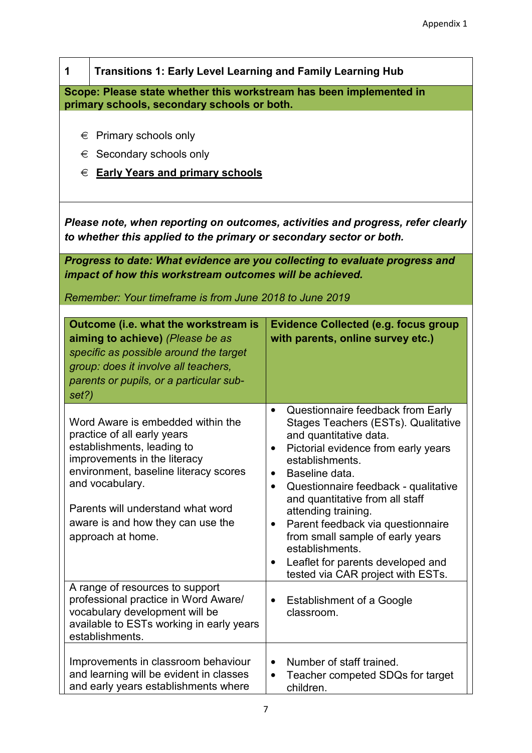Appendix 1

| 1 | Transitions 1: Early Level Learning and Family Learning Hub |
|---|---|

**Scope: Please state whether this workstream has been implemented in primary schools, secondary schools or both.**

- € Primary schools only
- € Secondary schools only
- € **Early Years and primary schools**

***Please note, when reporting on outcomes, activities and progress, refer clearly to whether this applied to the primary or secondary sector or both.***

***Progress to date: What evidence are you collecting to evaluate progress and impact of how this workstream outcomes will be achieved.***

*Remember: Your timeframe is from June 2018 to June 2019*

| **Outcome (i.e. what the workstream is aiming to achieve)** *(Please be as specific as possible around the target group: does it involve all teachers, parents or pupils, or a particular sub-set?)* | **Evidence Collected (e.g. focus group with parents, online survey etc.)** |
|---|---|
| Word Aware is embedded within the practice of all early years establishments, leading to improvements in the literacy environment, baseline literacy scores and vocabulary.<br><br>Parents will understand what word aware is and how they can use the approach at home. | • Questionnaire feedback from Early Stages Teachers (ESTs). Qualitative and quantitative data.<br>• Pictorial evidence from early years establishments.<br>• Baseline data.<br>• Questionnaire feedback - qualitative and quantitative from all staff attending training.<br>• Parent feedback via questionnaire from small sample of early years establishments.<br>• Leaflet for parents developed and tested via CAR project with ESTs. |
| A range of resources to support professional practice in Word Aware/ vocabulary development will be available to ESTs working in early years establishments. | • Establishment of a Google classroom. |
| Improvements in classroom behaviour and learning will be evident in classes and early years establishments where | • Number of staff trained.<br>• Teacher competed SDQs for target children. |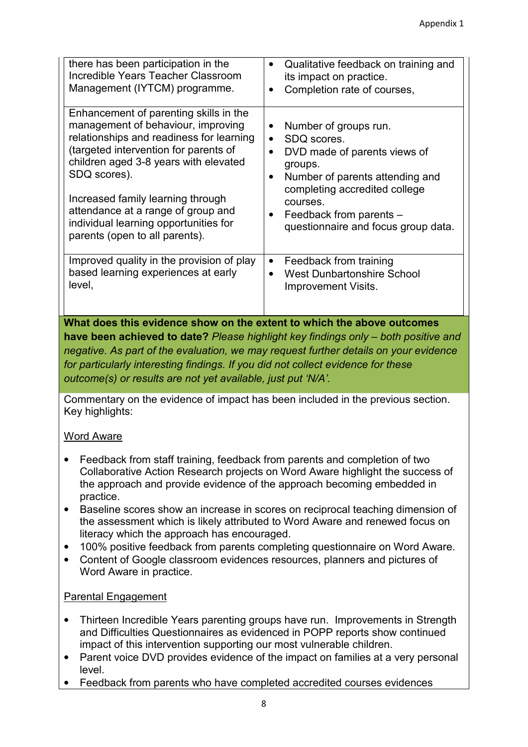| | |
|---|---|
| there has been participation in the Incredible Years Teacher Classroom Management (IYTCM) programme. | • Qualitative feedback on training and its impact on practice.<br>• Completion rate of courses, |
| Enhancement of parenting skills in the management of behaviour, improving relationships and readiness for learning (targeted intervention for parents of children aged 3-8 years with elevated SDQ scores).<br><br>Increased family learning through attendance at a range of group and individual learning opportunities for parents (open to all parents). | • Number of groups run.<br>• SDQ scores.<br>• DVD made of parents views of groups.<br>• Number of parents attending and completing accredited college courses.<br>• Feedback from parents – questionnaire and focus group data. |
| Improved quality in the provision of play based learning experiences at early level, | • Feedback from training<br>• West Dunbartonshire School Improvement Visits. |

**What does this evidence show on the extent to which the above outcomes have been achieved to date?** *Please highlight key findings only – both positive and negative. As part of the evaluation, we may request further details on your evidence for particularly interesting findings. If you did not collect evidence for these outcome(s) or results are not yet available, just put 'N/A'.*

Commentary on the evidence of impact has been included in the previous section. Key highlights:

Word Aware

- Feedback from staff training, feedback from parents and completion of two Collaborative Action Research projects on Word Aware highlight the success of the approach and provide evidence of the approach becoming embedded in practice.
- Baseline scores show an increase in scores on reciprocal teaching dimension of the assessment which is likely attributed to Word Aware and renewed focus on literacy which the approach has encouraged.
- 100% positive feedback from parents completing questionnaire on Word Aware.
- Content of Google classroom evidences resources, planners and pictures of Word Aware in practice.

Parental Engagement

- Thirteen Incredible Years parenting groups have run. Improvements in Strength and Difficulties Questionnaires as evidenced in POPP reports show continued impact of this intervention supporting our most vulnerable children.
- Parent voice DVD provides evidence of the impact on families at a very personal level.
- Feedback from parents who have completed accredited courses evidences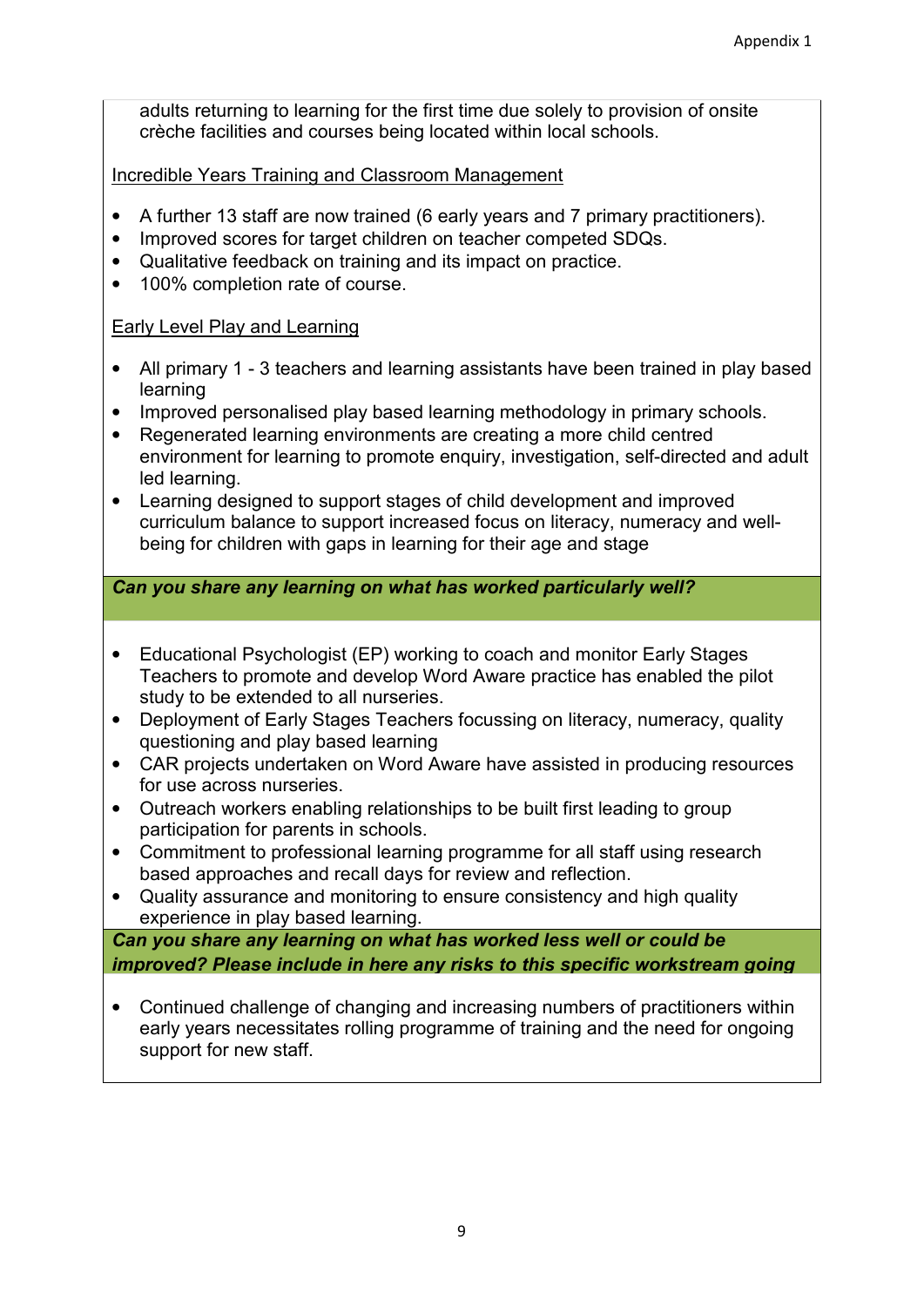adults returning to learning for the first time due solely to provision of onsite crèche facilities and courses being located within local schools.

Incredible Years Training and Classroom Management

- A further 13 staff are now trained (6 early years and 7 primary practitioners).
- Improved scores for target children on teacher competed SDQs.
- Qualitative feedback on training and its impact on practice.
- 100% completion rate of course.

Early Level Play and Learning

- All primary 1 - 3 teachers and learning assistants have been trained in play based learning
- Improved personalised play based learning methodology in primary schools.
- Regenerated learning environments are creating a more child centred environment for learning to promote enquiry, investigation, self-directed and adult led learning.
- Learning designed to support stages of child development and improved curriculum balance to support increased focus on literacy, numeracy and well-being for children with gaps in learning for their age and stage

***Can you share any learning on what has worked particularly well?***

- Educational Psychologist (EP) working to coach and monitor Early Stages Teachers to promote and develop Word Aware practice has enabled the pilot study to be extended to all nurseries.
- Deployment of Early Stages Teachers focussing on literacy, numeracy, quality questioning and play based learning
- CAR projects undertaken on Word Aware have assisted in producing resources for use across nurseries.
- Outreach workers enabling relationships to be built first leading to group participation for parents in schools.
- Commitment to professional learning programme for all staff using research based approaches and recall days for review and reflection.
- Quality assurance and monitoring to ensure consistency and high quality experience in play based learning.

***Can you share any learning on what has worked less well or could be improved? Please include in here any risks to this specific workstream going***

- Continued challenge of changing and increasing numbers of practitioners within early years necessitates rolling programme of training and the need for ongoing support for new staff.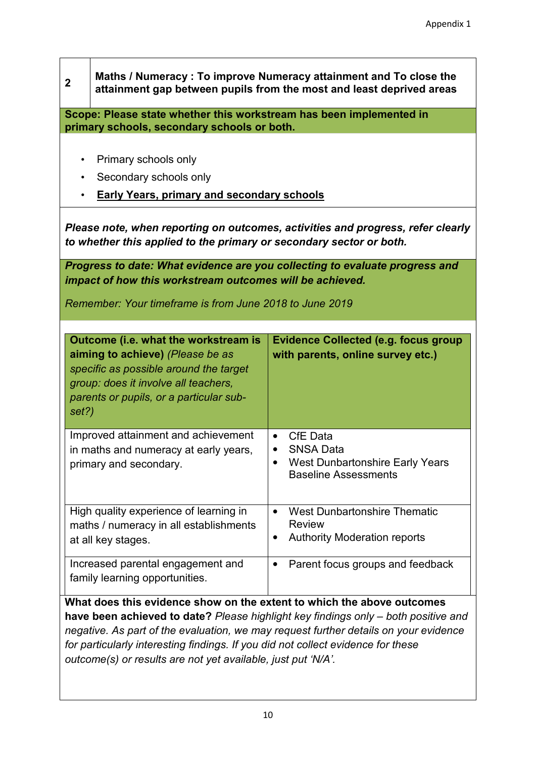Appendix 1

| 2 | **Maths / Numeracy : To improve Numeracy attainment and To close the attainment gap between pupils from the most and least deprived areas** |
|---|---|

**Scope: Please state whether this workstream has been implemented in primary schools, secondary schools or both.**

- Primary schools only
- Secondary schools only
- **Early Years, primary and secondary schools**

***Please note, when reporting on outcomes, activities and progress, refer clearly to whether this applied to the primary or secondary sector or both.***

***Progress to date: What evidence are you collecting to evaluate progress and impact of how this workstream outcomes will be achieved.***

*Remember: Your timeframe is from June 2018 to June 2019*

| **Outcome (i.e. what the workstream is aiming to achieve)** *(Please be as specific as possible around the target group: does it involve all teachers, parents or pupils, or a particular sub-set?)* | **Evidence Collected (e.g. focus group with parents, online survey etc.)** |
|---|---|
| Improved attainment and achievement in maths and numeracy at early years, primary and secondary. | • CfE Data<br>• SNSA Data<br>• West Dunbartonshire Early Years Baseline Assessments |
| High quality experience of learning in maths / numeracy in all establishments at all key stages. | • West Dunbartonshire Thematic Review<br>• Authority Moderation reports |
| Increased parental engagement and family learning opportunities. | • Parent focus groups and feedback |

**What does this evidence show on the extent to which the above outcomes have been achieved to date?** *Please highlight key findings only – both positive and negative. As part of the evaluation, we may request further details on your evidence for particularly interesting findings. If you did not collect evidence for these outcome(s) or results are not yet available, just put 'N/A'.*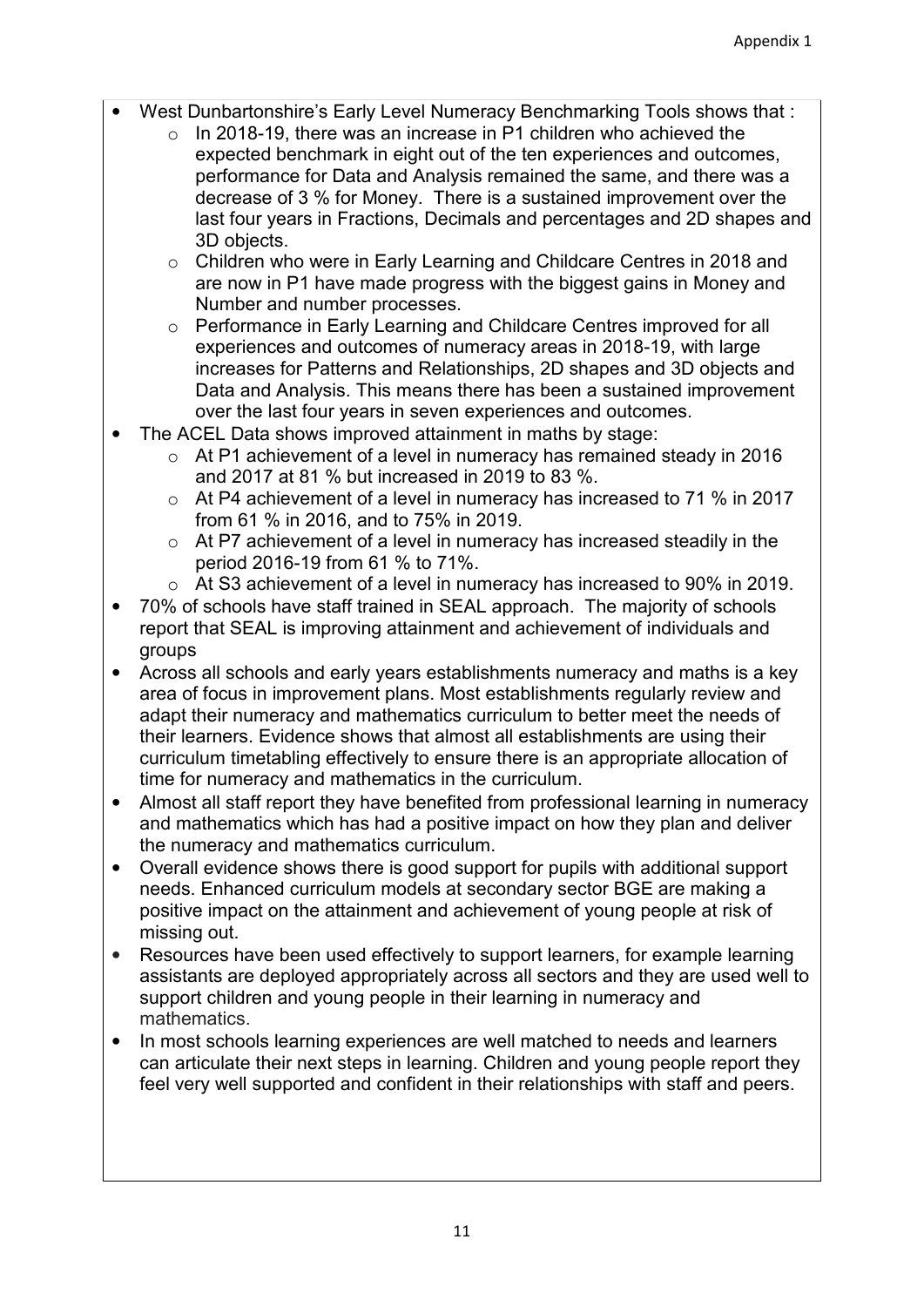- West Dunbartonshire's Early Level Numeracy Benchmarking Tools shows that :
  - In 2018-19, there was an increase in P1 children who achieved the expected benchmark in eight out of the ten experiences and outcomes, performance for Data and Analysis remained the same, and there was a decrease of 3 % for Money. There is a sustained improvement over the last four years in Fractions, Decimals and percentages and 2D shapes and 3D objects.
  - Children who were in Early Learning and Childcare Centres in 2018 and are now in P1 have made progress with the biggest gains in Money and Number and number processes.
  - Performance in Early Learning and Childcare Centres improved for all experiences and outcomes of numeracy areas in 2018-19, with large increases for Patterns and Relationships, 2D shapes and 3D objects and Data and Analysis. This means there has been a sustained improvement over the last four years in seven experiences and outcomes.
- The ACEL Data shows improved attainment in maths by stage:
  - At P1 achievement of a level in numeracy has remained steady in 2016 and 2017 at 81 % but increased in 2019 to 83 %.
  - At P4 achievement of a level in numeracy has increased to 71 % in 2017 from 61 % in 2016, and to 75% in 2019.
  - At P7 achievement of a level in numeracy has increased steadily in the period 2016-19 from 61 % to 71%.
  - At S3 achievement of a level in numeracy has increased to 90% in 2019.
- 70% of schools have staff trained in SEAL approach. The majority of schools report that SEAL is improving attainment and achievement of individuals and groups
- Across all schools and early years establishments numeracy and maths is a key area of focus in improvement plans. Most establishments regularly review and adapt their numeracy and mathematics curriculum to better meet the needs of their learners. Evidence shows that almost all establishments are using their curriculum timetabling effectively to ensure there is an appropriate allocation of time for numeracy and mathematics in the curriculum.
- Almost all staff report they have benefited from professional learning in numeracy and mathematics which has had a positive impact on how they plan and deliver the numeracy and mathematics curriculum.
- Overall evidence shows there is good support for pupils with additional support needs. Enhanced curriculum models at secondary sector BGE are making a positive impact on the attainment and achievement of young people at risk of missing out.
- Resources have been used effectively to support learners, for example learning assistants are deployed appropriately across all sectors and they are used well to support children and young people in their learning in numeracy and mathematics.
- In most schools learning experiences are well matched to needs and learners can articulate their next steps in learning. Children and young people report they feel very well supported and confident in their relationships with staff and peers.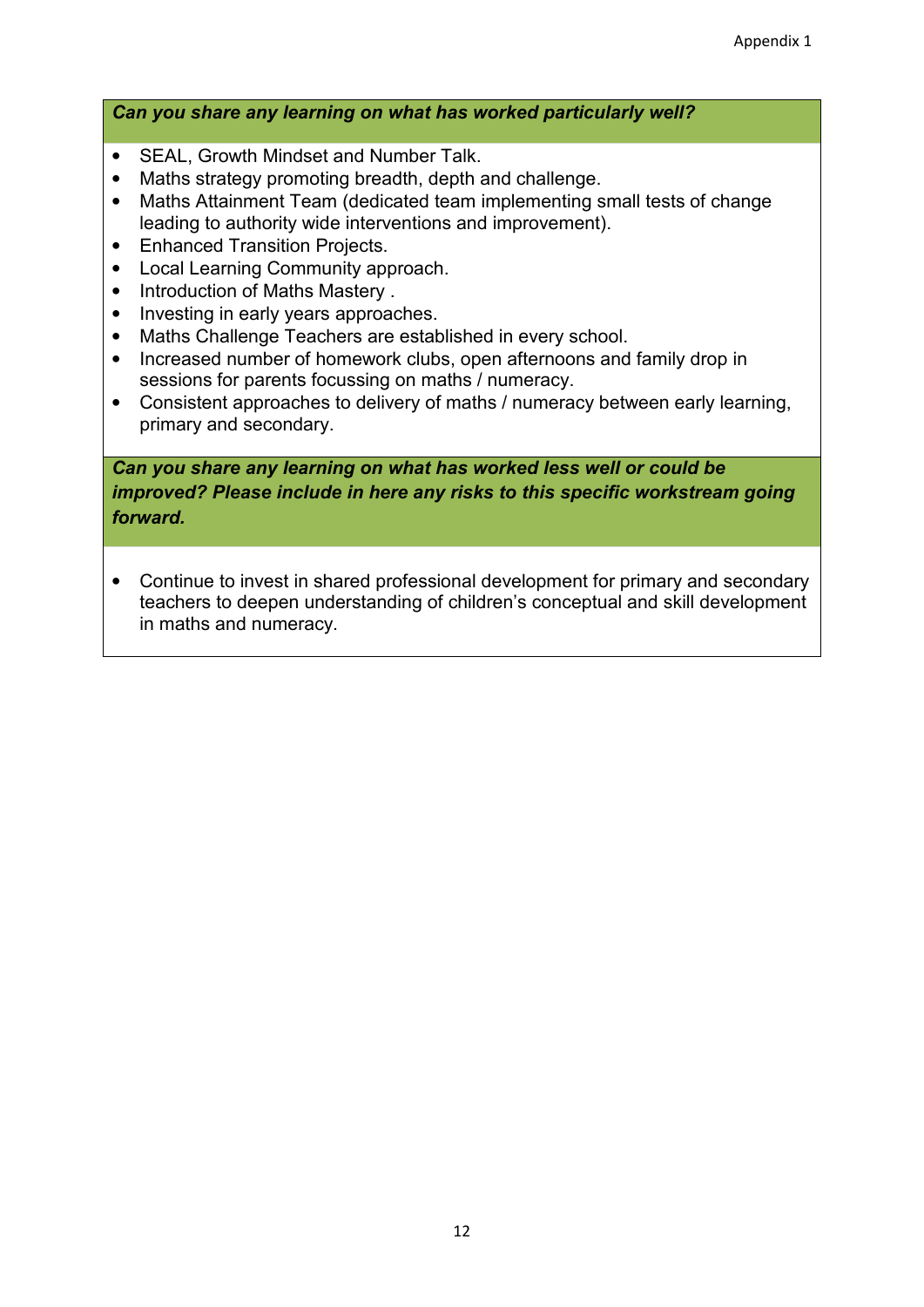***Can you share any learning on what has worked particularly well?***

- SEAL, Growth Mindset and Number Talk.
- Maths strategy promoting breadth, depth and challenge.
- Maths Attainment Team (dedicated team implementing small tests of change leading to authority wide interventions and improvement).
- Enhanced Transition Projects.
- Local Learning Community approach.
- Introduction of Maths Mastery .
- Investing in early years approaches.
- Maths Challenge Teachers are established in every school.
- Increased number of homework clubs, open afternoons and family drop in sessions for parents focussing on maths / numeracy.
- Consistent approaches to delivery of maths / numeracy between early learning, primary and secondary.

***Can you share any learning on what has worked less well or could be improved? Please include in here any risks to this specific workstream going forward.***

- Continue to invest in shared professional development for primary and secondary teachers to deepen understanding of children's conceptual and skill development in maths and numeracy.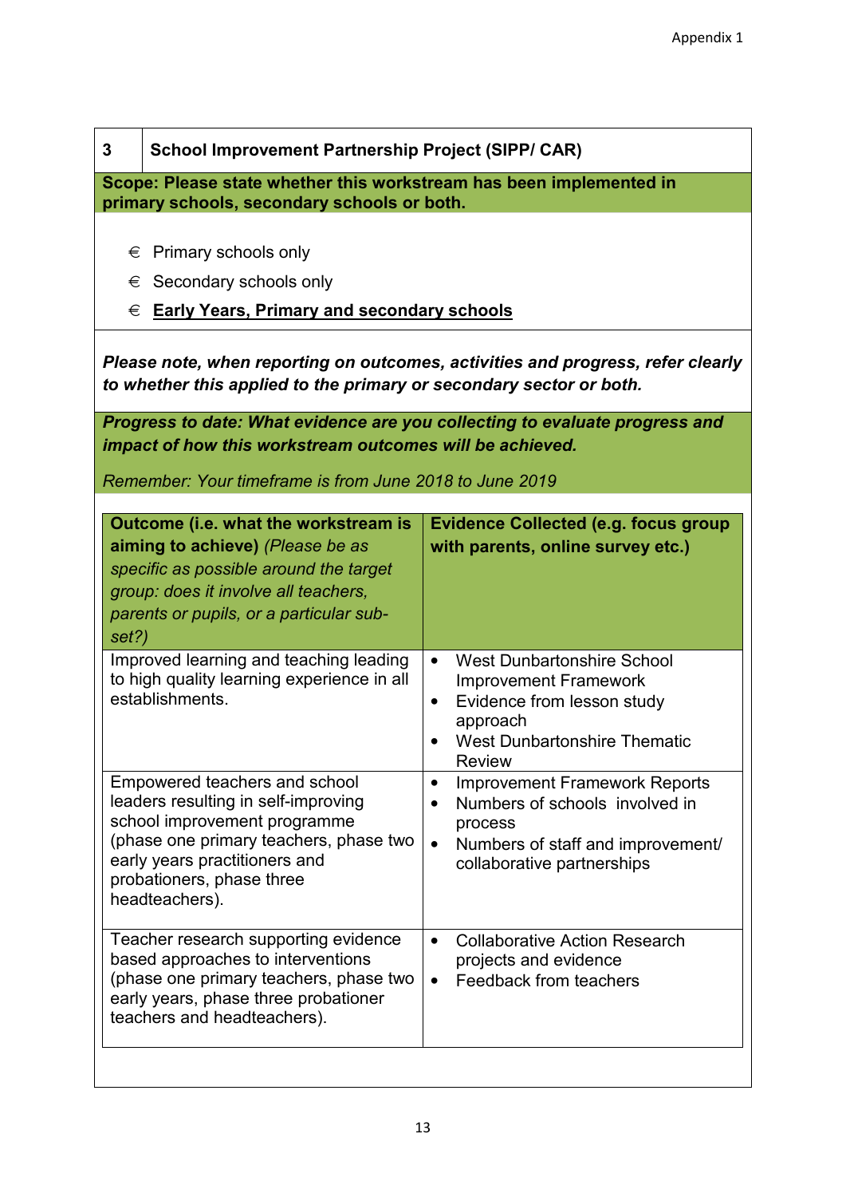| 3 | School Improvement Partnership Project (SIPP/ CAR) |
|---|---|

**Scope: Please state whether this workstream has been implemented in primary schools, secondary schools or both.**

- € Primary schools only
- € Secondary schools only
- € **Early Years, Primary and secondary schools**

***Please note, when reporting on outcomes, activities and progress, refer clearly to whether this applied to the primary or secondary sector or both.***

***Progress to date: What evidence are you collecting to evaluate progress and impact of how this workstream outcomes will be achieved.***

*Remember: Your timeframe is from June 2018 to June 2019*

| **Outcome (i.e. what the workstream is aiming to achieve)** *(Please be as specific as possible around the target group: does it involve all teachers, parents or pupils, or a particular sub-set?)* | **Evidence Collected (e.g. focus group with parents, online survey etc.)** |
|---|---|
| Improved learning and teaching leading to high quality learning experience in all establishments. | • West Dunbartonshire School Improvement Framework<br>• Evidence from lesson study approach<br>• West Dunbartonshire Thematic Review |
| Empowered teachers and school leaders resulting in self-improving school improvement programme (phase one primary teachers, phase two early years practitioners and probationers, phase three headteachers). | • Improvement Framework Reports<br>• Numbers of schools involved in process<br>• Numbers of staff and improvement/ collaborative partnerships |
| Teacher research supporting evidence based approaches to interventions (phase one primary teachers, phase two early years, phase three probationer teachers and headteachers). | • Collaborative Action Research projects and evidence<br>• Feedback from teachers |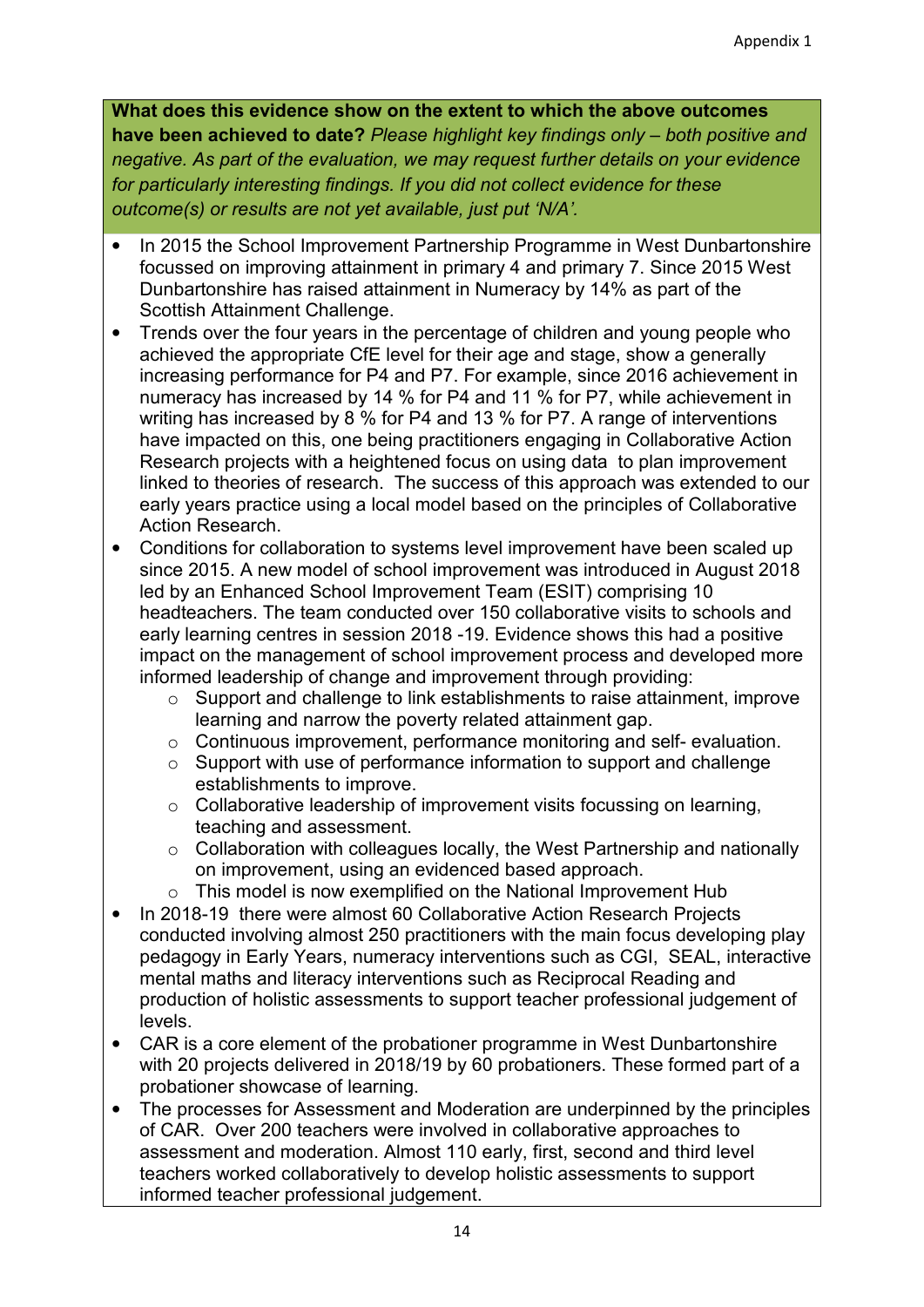**What does this evidence show on the extent to which the above outcomes have been achieved to date?** *Please highlight key findings only – both positive and negative. As part of the evaluation, we may request further details on your evidence for particularly interesting findings. If you did not collect evidence for these outcome(s) or results are not yet available, just put 'N/A'.*

- In 2015 the School Improvement Partnership Programme in West Dunbartonshire focussed on improving attainment in primary 4 and primary 7. Since 2015 West Dunbartonshire has raised attainment in Numeracy by 14% as part of the Scottish Attainment Challenge.
- Trends over the four years in the percentage of children and young people who achieved the appropriate CfE level for their age and stage, show a generally increasing performance for P4 and P7. For example, since 2016 achievement in numeracy has increased by 14 % for P4 and 11 % for P7, while achievement in writing has increased by 8 % for P4 and 13 % for P7. A range of interventions have impacted on this, one being practitioners engaging in Collaborative Action Research projects with a heightened focus on using data to plan improvement linked to theories of research. The success of this approach was extended to our early years practice using a local model based on the principles of Collaborative Action Research.
- Conditions for collaboration to systems level improvement have been scaled up since 2015. A new model of school improvement was introduced in August 2018 led by an Enhanced School Improvement Team (ESIT) comprising 10 headteachers. The team conducted over 150 collaborative visits to schools and early learning centres in session 2018 -19. Evidence shows this had a positive impact on the management of school improvement process and developed more informed leadership of change and improvement through providing:
  - Support and challenge to link establishments to raise attainment, improve learning and narrow the poverty related attainment gap.
  - Continuous improvement, performance monitoring and self- evaluation.
  - Support with use of performance information to support and challenge establishments to improve.
  - Collaborative leadership of improvement visits focussing on learning, teaching and assessment.
  - Collaboration with colleagues locally, the West Partnership and nationally on improvement, using an evidenced based approach.
  - This model is now exemplified on the National Improvement Hub
- In 2018-19 there were almost 60 Collaborative Action Research Projects conducted involving almost 250 practitioners with the main focus developing play pedagogy in Early Years, numeracy interventions such as CGI, SEAL, interactive mental maths and literacy interventions such as Reciprocal Reading and production of holistic assessments to support teacher professional judgement of levels.
- CAR is a core element of the probationer programme in West Dunbartonshire with 20 projects delivered in 2018/19 by 60 probationers. These formed part of a probationer showcase of learning.
- The processes for Assessment and Moderation are underpinned by the principles of CAR. Over 200 teachers were involved in collaborative approaches to assessment and moderation. Almost 110 early, first, second and third level teachers worked collaboratively to develop holistic assessments to support informed teacher professional judgement.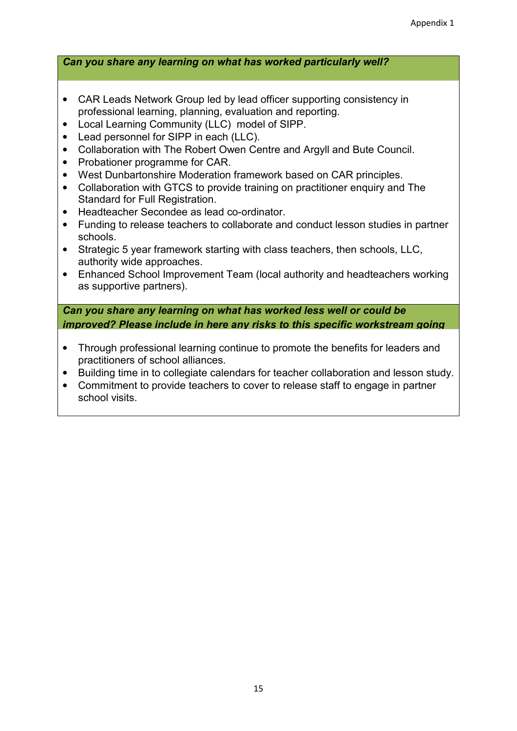***Can you share any learning on what has worked particularly well?***

- CAR Leads Network Group led by lead officer supporting consistency in professional learning, planning, evaluation and reporting.
- Local Learning Community (LLC) model of SIPP.
- Lead personnel for SIPP in each (LLC).
- Collaboration with The Robert Owen Centre and Argyll and Bute Council.
- Probationer programme for CAR.
- West Dunbartonshire Moderation framework based on CAR principles.
- Collaboration with GTCS to provide training on practitioner enquiry and The Standard for Full Registration.
- Headteacher Secondee as lead co-ordinator.
- Funding to release teachers to collaborate and conduct lesson studies in partner schools.
- Strategic 5 year framework starting with class teachers, then schools, LLC, authority wide approaches.
- Enhanced School Improvement Team (local authority and headteachers working as supportive partners).

***Can you share any learning on what has worked less well or could be improved? Please include in here any risks to this specific workstream going***

- Through professional learning continue to promote the benefits for leaders and practitioners of school alliances.
- Building time in to collegiate calendars for teacher collaboration and lesson study.
- Commitment to provide teachers to cover to release staff to engage in partner school visits.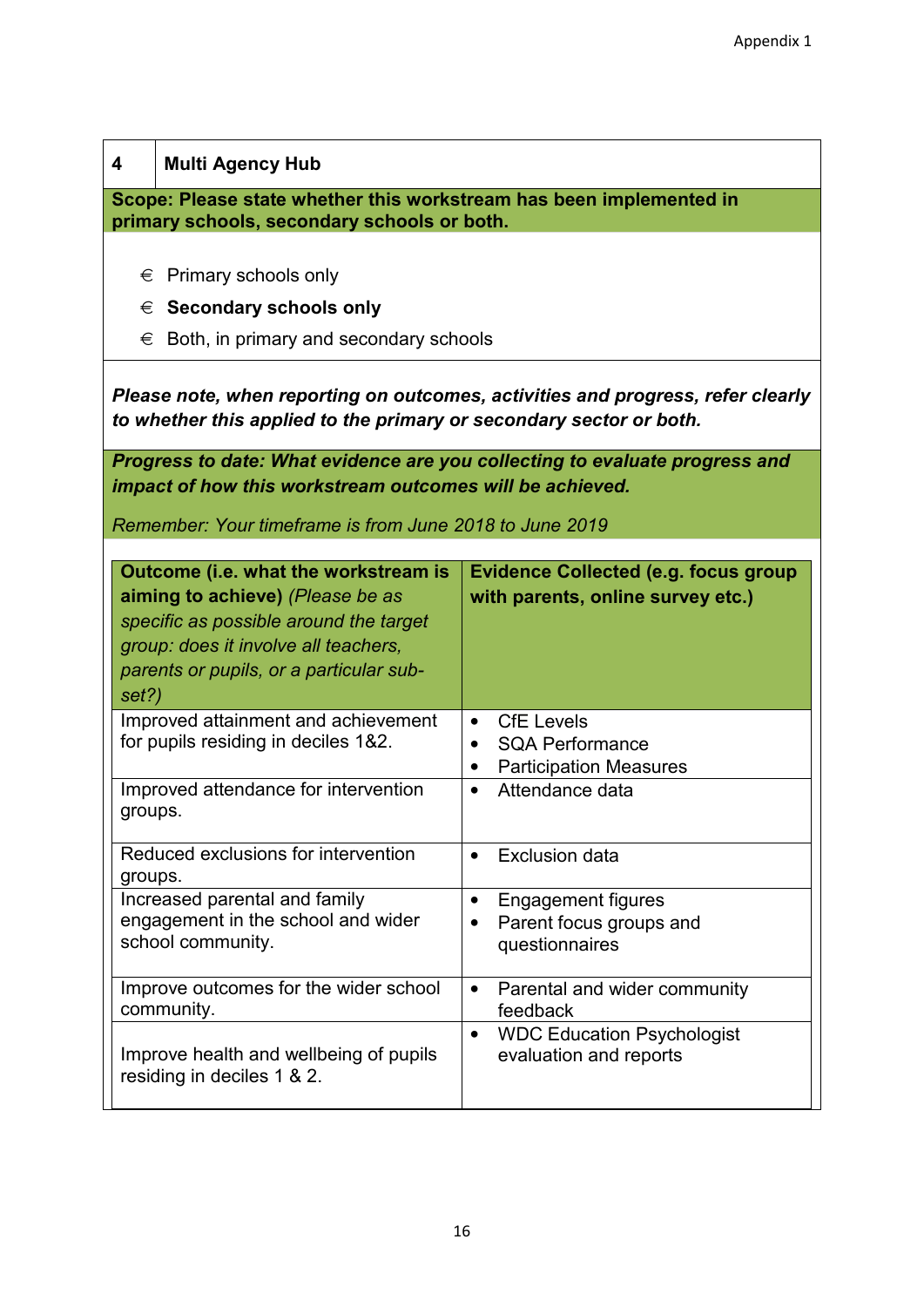Appendix 1

| 4 | **Multi Agency Hub** |
|---|---|

**Scope: Please state whether this workstream has been implemented in primary schools, secondary schools or both.**

- € Primary schools only
- € **Secondary schools only**
- € Both, in primary and secondary schools

***Please note, when reporting on outcomes, activities and progress, refer clearly to whether this applied to the primary or secondary sector or both.***

***Progress to date: What evidence are you collecting to evaluate progress and impact of how this workstream outcomes will be achieved.***

*Remember: Your timeframe is from June 2018 to June 2019*

| **Outcome (i.e. what the workstream is aiming to achieve)** *(Please be as specific as possible around the target group: does it involve all teachers, parents or pupils, or a particular sub-set?)* | **Evidence Collected (e.g. focus group with parents, online survey etc.)** |
|---|---|
| Improved attainment and achievement for pupils residing in deciles 1&2. | • CfE Levels<br>• SQA Performance<br>• Participation Measures |
| Improved attendance for intervention groups. | • Attendance data |
| Reduced exclusions for intervention groups. | • Exclusion data |
| Increased parental and family engagement in the school and wider school community. | • Engagement figures<br>• Parent focus groups and questionnaires |
| Improve outcomes for the wider school community. | • Parental and wider community feedback |
| Improve health and wellbeing of pupils residing in deciles 1 & 2. | • WDC Education Psychologist evaluation and reports |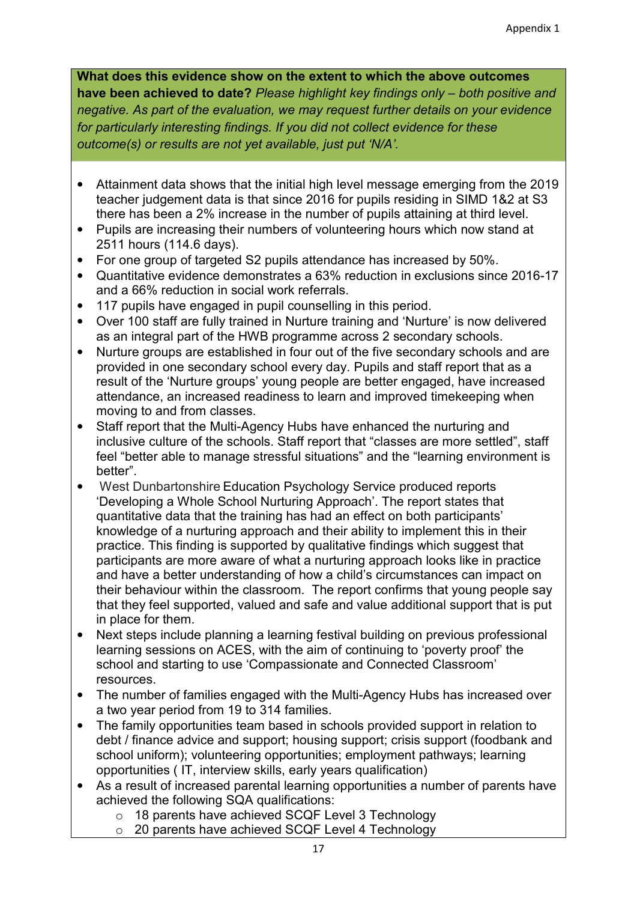**What does this evidence show on the extent to which the above outcomes have been achieved to date?** *Please highlight key findings only – both positive and negative. As part of the evaluation, we may request further details on your evidence for particularly interesting findings. If you did not collect evidence for these outcome(s) or results are not yet available, just put 'N/A'.*

- Attainment data shows that the initial high level message emerging from the 2019 teacher judgement data is that since 2016 for pupils residing in SIMD 1&2 at S3 there has been a 2% increase in the number of pupils attaining at third level.
- Pupils are increasing their numbers of volunteering hours which now stand at 2511 hours (114.6 days).
- For one group of targeted S2 pupils attendance has increased by 50%.
- Quantitative evidence demonstrates a 63% reduction in exclusions since 2016-17 and a 66% reduction in social work referrals.
- 117 pupils have engaged in pupil counselling in this period.
- Over 100 staff are fully trained in Nurture training and 'Nurture' is now delivered as an integral part of the HWB programme across 2 secondary schools.
- Nurture groups are established in four out of the five secondary schools and are provided in one secondary school every day. Pupils and staff report that as a result of the 'Nurture groups' young people are better engaged, have increased attendance, an increased readiness to learn and improved timekeeping when moving to and from classes.
- Staff report that the Multi-Agency Hubs have enhanced the nurturing and inclusive culture of the schools. Staff report that "classes are more settled", staff feel "better able to manage stressful situations" and the "learning environment is better".
- West Dunbartonshire Education Psychology Service produced reports 'Developing a Whole School Nurturing Approach'. The report states that quantitative data that the training has had an effect on both participants' knowledge of a nurturing approach and their ability to implement this in their practice. This finding is supported by qualitative findings which suggest that participants are more aware of what a nurturing approach looks like in practice and have a better understanding of how a child's circumstances can impact on their behaviour within the classroom. The report confirms that young people say that they feel supported, valued and safe and value additional support that is put in place for them.
- Next steps include planning a learning festival building on previous professional learning sessions on ACES, with the aim of continuing to 'poverty proof' the school and starting to use 'Compassionate and Connected Classroom' resources.
- The number of families engaged with the Multi-Agency Hubs has increased over a two year period from 19 to 314 families.
- The family opportunities team based in schools provided support in relation to debt / finance advice and support; housing support; crisis support (foodbank and school uniform); volunteering opportunities; employment pathways; learning opportunities ( IT, interview skills, early years qualification)
- As a result of increased parental learning opportunities a number of parents have achieved the following SQA qualifications:
  - 18 parents have achieved SCQF Level 3 Technology
  - 20 parents have achieved SCQF Level 4 Technology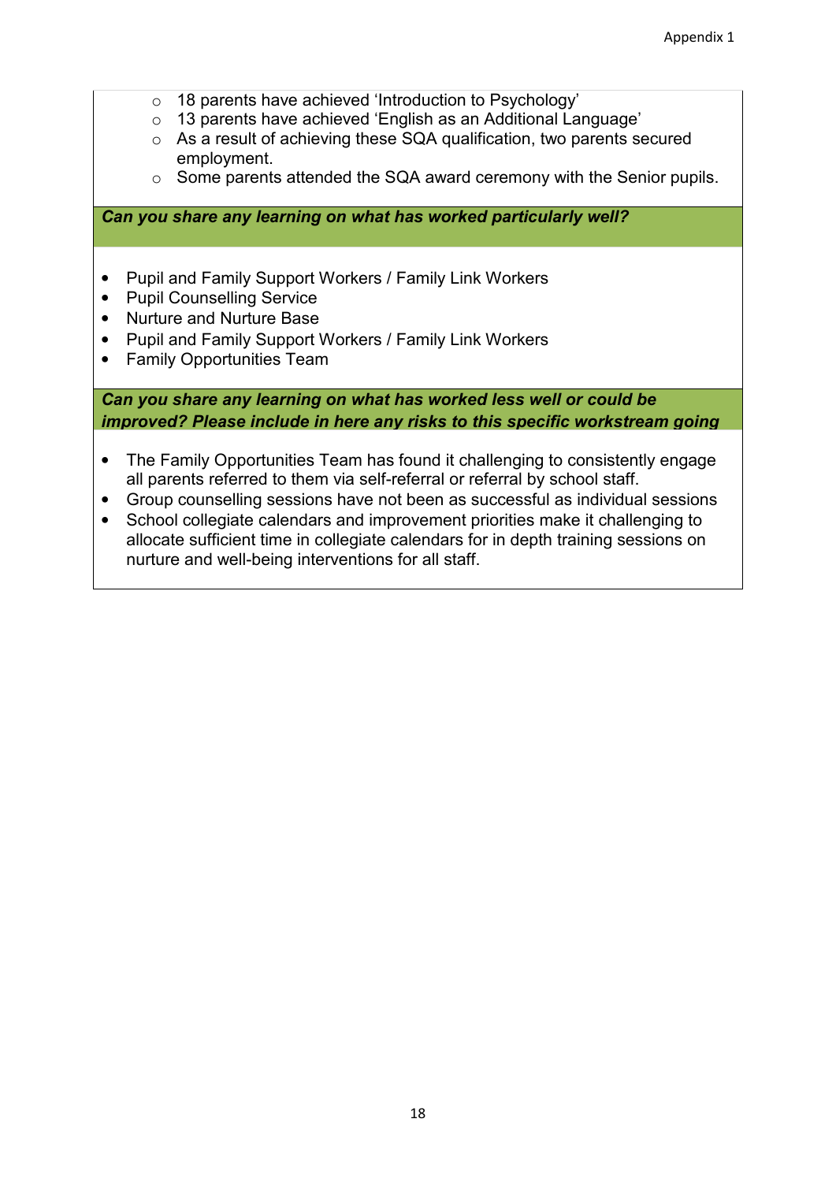- 18 parents have achieved 'Introduction to Psychology'
  - 13 parents have achieved 'English as an Additional Language'
  - As a result of achieving these SQA qualification, two parents secured employment.
  - Some parents attended the SQA award ceremony with the Senior pupils.

***Can you share any learning on what has worked particularly well?***

- Pupil and Family Support Workers / Family Link Workers
- Pupil Counselling Service
- Nurture and Nurture Base
- Pupil and Family Support Workers / Family Link Workers
- Family Opportunities Team

***Can you share any learning on what has worked less well or could be improved? Please include in here any risks to this specific workstream going***

- The Family Opportunities Team has found it challenging to consistently engage all parents referred to them via self-referral or referral by school staff.
- Group counselling sessions have not been as successful as individual sessions
- School collegiate calendars and improvement priorities make it challenging to allocate sufficient time in collegiate calendars for in depth training sessions on nurture and well-being interventions for all staff.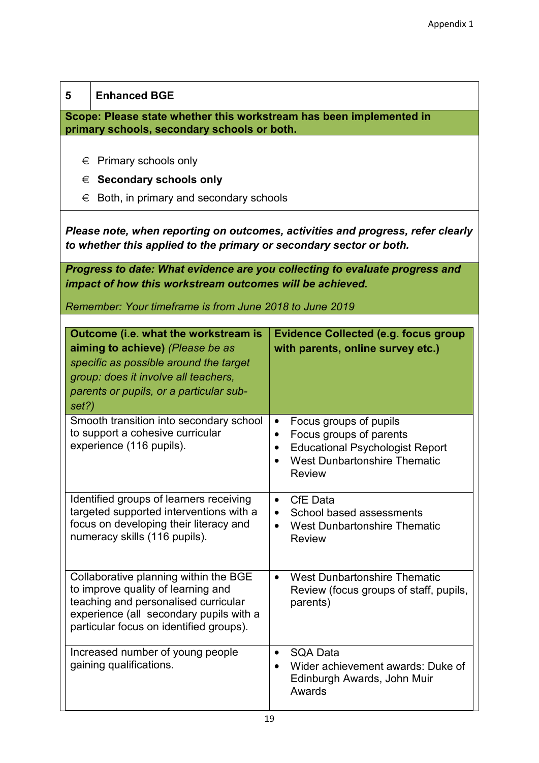| 5 | **Enhanced BGE** |
|---|---|

**Scope: Please state whether this workstream has been implemented in primary schools, secondary schools or both.**

- € Primary schools only
- € **Secondary schools only**
- € Both, in primary and secondary schools

***Please note, when reporting on outcomes, activities and progress, refer clearly to whether this applied to the primary or secondary sector or both.***

***Progress to date: What evidence are you collecting to evaluate progress and impact of how this workstream outcomes will be achieved.***

*Remember: Your timeframe is from June 2018 to June 2019*

| **Outcome (i.e. what the workstream is aiming to achieve)** *(Please be as specific as possible around the target group: does it involve all teachers, parents or pupils, or a particular sub-set?)* | **Evidence Collected (e.g. focus group with parents, online survey etc.)** |
|---|---|
| Smooth transition into secondary school to support a cohesive curricular experience (116 pupils). | • Focus groups of pupils<br>• Focus groups of parents<br>• Educational Psychologist Report<br>• West Dunbartonshire Thematic Review |
| Identified groups of learners receiving targeted supported interventions with a focus on developing their literacy and numeracy skills (116 pupils). | • CfE Data<br>• School based assessments<br>• West Dunbartonshire Thematic Review |
| Collaborative planning within the BGE to improve quality of learning and teaching and personalised curricular experience (all secondary pupils with a particular focus on identified groups). | • West Dunbartonshire Thematic Review (focus groups of staff, pupils, parents) |
| Increased number of young people gaining qualifications. | • SQA Data<br>• Wider achievement awards: Duke of Edinburgh Awards, John Muir Awards |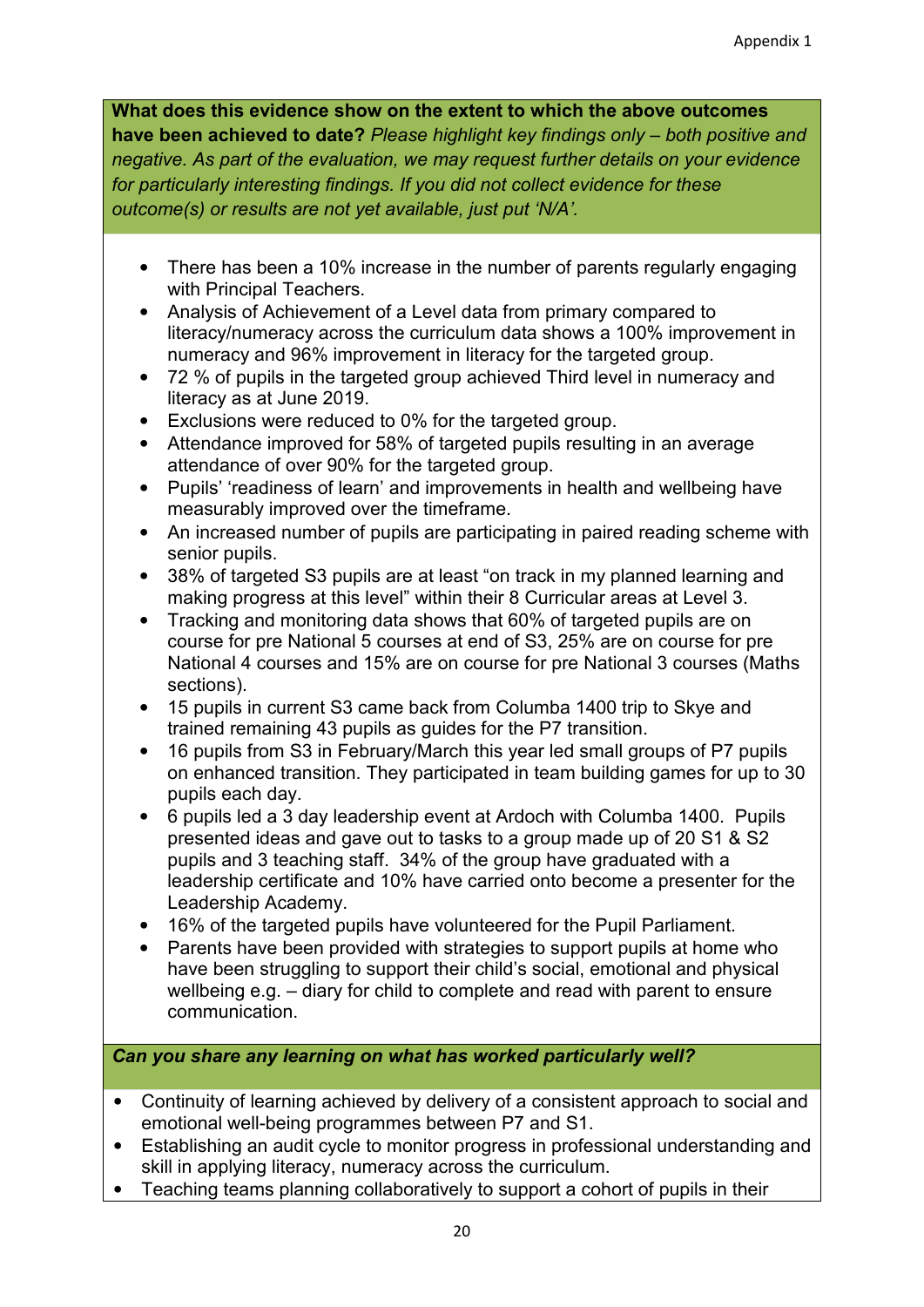**What does this evidence show on the extent to which the above outcomes have been achieved to date?** *Please highlight key findings only – both positive and negative. As part of the evaluation, we may request further details on your evidence for particularly interesting findings. If you did not collect evidence for these outcome(s) or results are not yet available, just put 'N/A'.*

- There has been a 10% increase in the number of parents regularly engaging with Principal Teachers.
- Analysis of Achievement of a Level data from primary compared to literacy/numeracy across the curriculum data shows a 100% improvement in numeracy and 96% improvement in literacy for the targeted group.
- 72 % of pupils in the targeted group achieved Third level in numeracy and literacy as at June 2019.
- Exclusions were reduced to 0% for the targeted group.
- Attendance improved for 58% of targeted pupils resulting in an average attendance of over 90% for the targeted group.
- Pupils' 'readiness of learn' and improvements in health and wellbeing have measurably improved over the timeframe.
- An increased number of pupils are participating in paired reading scheme with senior pupils.
- 38% of targeted S3 pupils are at least "on track in my planned learning and making progress at this level" within their 8 Curricular areas at Level 3.
- Tracking and monitoring data shows that 60% of targeted pupils are on course for pre National 5 courses at end of S3, 25% are on course for pre National 4 courses and 15% are on course for pre National 3 courses (Maths sections).
- 15 pupils in current S3 came back from Columba 1400 trip to Skye and trained remaining 43 pupils as guides for the P7 transition.
- 16 pupils from S3 in February/March this year led small groups of P7 pupils on enhanced transition. They participated in team building games for up to 30 pupils each day.
- 6 pupils led a 3 day leadership event at Ardoch with Columba 1400. Pupils presented ideas and gave out to tasks to a group made up of 20 S1 & S2 pupils and 3 teaching staff. 34% of the group have graduated with a leadership certificate and 10% have carried onto become a presenter for the Leadership Academy.
- 16% of the targeted pupils have volunteered for the Pupil Parliament.
- Parents have been provided with strategies to support pupils at home who have been struggling to support their child's social, emotional and physical wellbeing e.g. – diary for child to complete and read with parent to ensure communication.

***Can you share any learning on what has worked particularly well?***

- Continuity of learning achieved by delivery of a consistent approach to social and emotional well-being programmes between P7 and S1.
- Establishing an audit cycle to monitor progress in professional understanding and skill in applying literacy, numeracy across the curriculum.
- Teaching teams planning collaboratively to support a cohort of pupils in their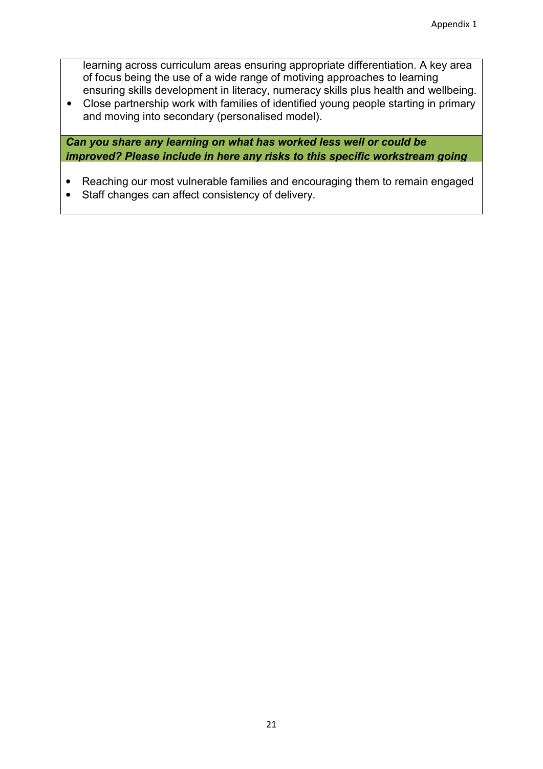learning across curriculum areas ensuring appropriate differentiation. A key area of focus being the use of a wide range of motiving approaches to learning ensuring skills development in literacy, numeracy skills plus health and wellbeing.

- Close partnership work with families of identified young people starting in primary and moving into secondary (personalised model).

***Can you share any learning on what has worked less well or could be improved? Please include in here any risks to this specific workstream going***

- Reaching our most vulnerable families and encouraging them to remain engaged
- Staff changes can affect consistency of delivery.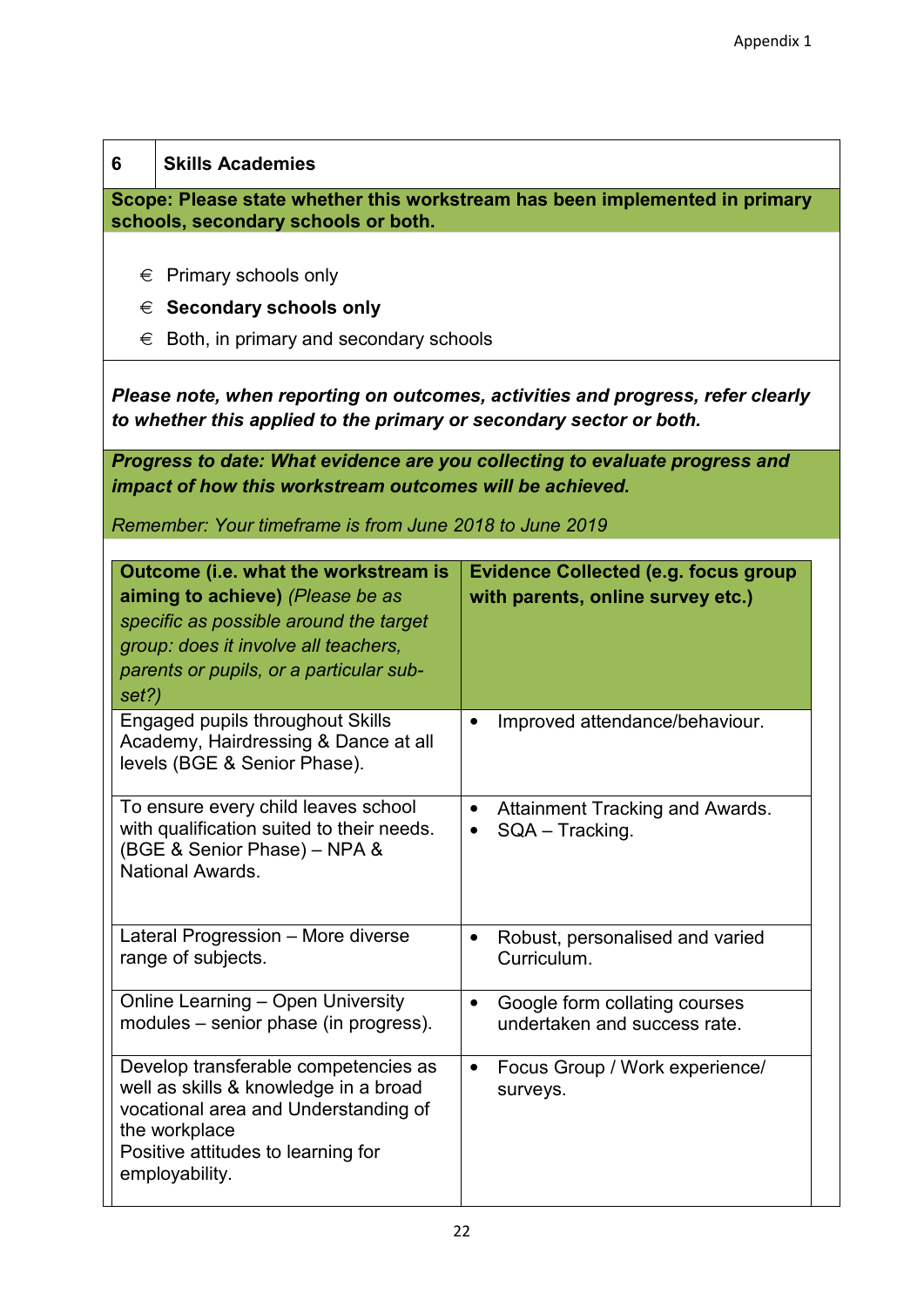| 6 | **Skills Academies** |
|---|---|

**Scope: Please state whether this workstream has been implemented in primary schools, secondary schools or both.**

- € Primary schools only
- € **Secondary schools only**
- € Both, in primary and secondary schools

***Please note, when reporting on outcomes, activities and progress, refer clearly to whether this applied to the primary or secondary sector or both.***

***Progress to date: What evidence are you collecting to evaluate progress and impact of how this workstream outcomes will be achieved.***

*Remember: Your timeframe is from June 2018 to June 2019*

| **Outcome (i.e. what the workstream is aiming to achieve)** *(Please be as specific as possible around the target group: does it involve all teachers, parents or pupils, or a particular sub-set?)* | **Evidence Collected (e.g. focus group with parents, online survey etc.)** |
|---|---|
| Engaged pupils throughout Skills Academy, Hairdressing & Dance at all levels (BGE & Senior Phase). | • Improved attendance/behaviour. |
| To ensure every child leaves school with qualification suited to their needs. (BGE & Senior Phase) – NPA & National Awards. | • Attainment Tracking and Awards.<br>• SQA – Tracking. |
| Lateral Progression – More diverse range of subjects. | • Robust, personalised and varied Curriculum. |
| Online Learning – Open University modules – senior phase (in progress). | • Google form collating courses undertaken and success rate. |
| Develop transferable competencies as well as skills & knowledge in a broad vocational area and Understanding of the workplace<br>Positive attitudes to learning for employability. | • Focus Group / Work experience/ surveys. |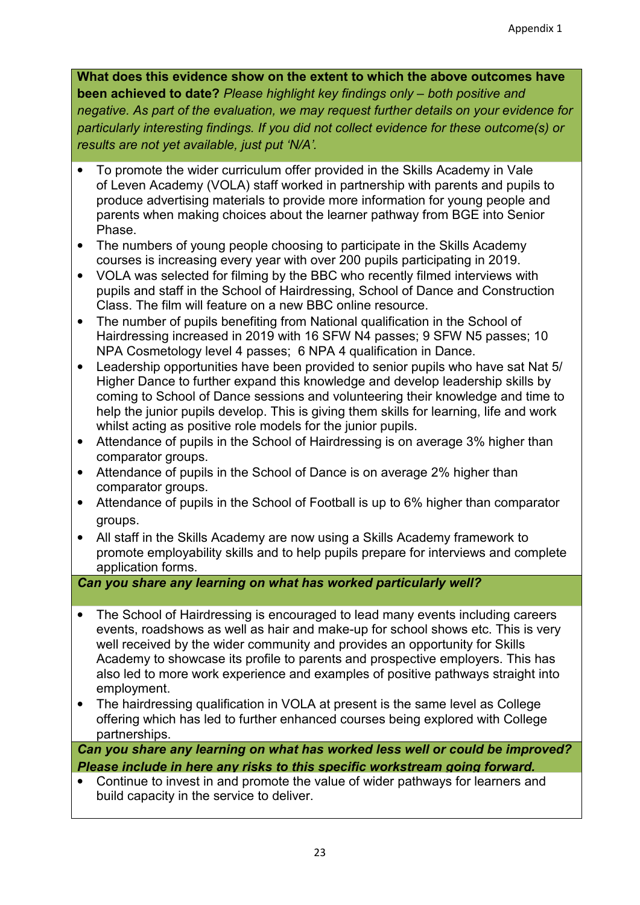**What does this evidence show on the extent to which the above outcomes have been achieved to date?** *Please highlight key findings only – both positive and negative. As part of the evaluation, we may request further details on your evidence for particularly interesting findings. If you did not collect evidence for these outcome(s) or results are not yet available, just put 'N/A'.*

- To promote the wider curriculum offer provided in the Skills Academy in Vale of Leven Academy (VOLA) staff worked in partnership with parents and pupils to produce advertising materials to provide more information for young people and parents when making choices about the learner pathway from BGE into Senior Phase.
- The numbers of young people choosing to participate in the Skills Academy courses is increasing every year with over 200 pupils participating in 2019.
- VOLA was selected for filming by the BBC who recently filmed interviews with pupils and staff in the School of Hairdressing, School of Dance and Construction Class. The film will feature on a new BBC online resource.
- The number of pupils benefiting from National qualification in the School of Hairdressing increased in 2019 with 16 SFW N4 passes; 9 SFW N5 passes; 10 NPA Cosmetology level 4 passes; 6 NPA 4 qualification in Dance.
- Leadership opportunities have been provided to senior pupils who have sat Nat 5/ Higher Dance to further expand this knowledge and develop leadership skills by coming to School of Dance sessions and volunteering their knowledge and time to help the junior pupils develop. This is giving them skills for learning, life and work whilst acting as positive role models for the junior pupils.
- Attendance of pupils in the School of Hairdressing is on average 3% higher than comparator groups.
- Attendance of pupils in the School of Dance is on average 2% higher than comparator groups.
- Attendance of pupils in the School of Football is up to 6% higher than comparator groups.
- All staff in the Skills Academy are now using a Skills Academy framework to promote employability skills and to help pupils prepare for interviews and complete application forms.

***Can you share any learning on what has worked particularly well?***

- The School of Hairdressing is encouraged to lead many events including careers events, roadshows as well as hair and make-up for school shows etc. This is very well received by the wider community and provides an opportunity for Skills Academy to showcase its profile to parents and prospective employers. This has also led to more work experience and examples of positive pathways straight into employment.
- The hairdressing qualification in VOLA at present is the same level as College offering which has led to further enhanced courses being explored with College partnerships.

***Can you share any learning on what has worked less well or could be improved? Please include in here any risks to this specific workstream going forward.***

- Continue to invest in and promote the value of wider pathways for learners and build capacity in the service to deliver.